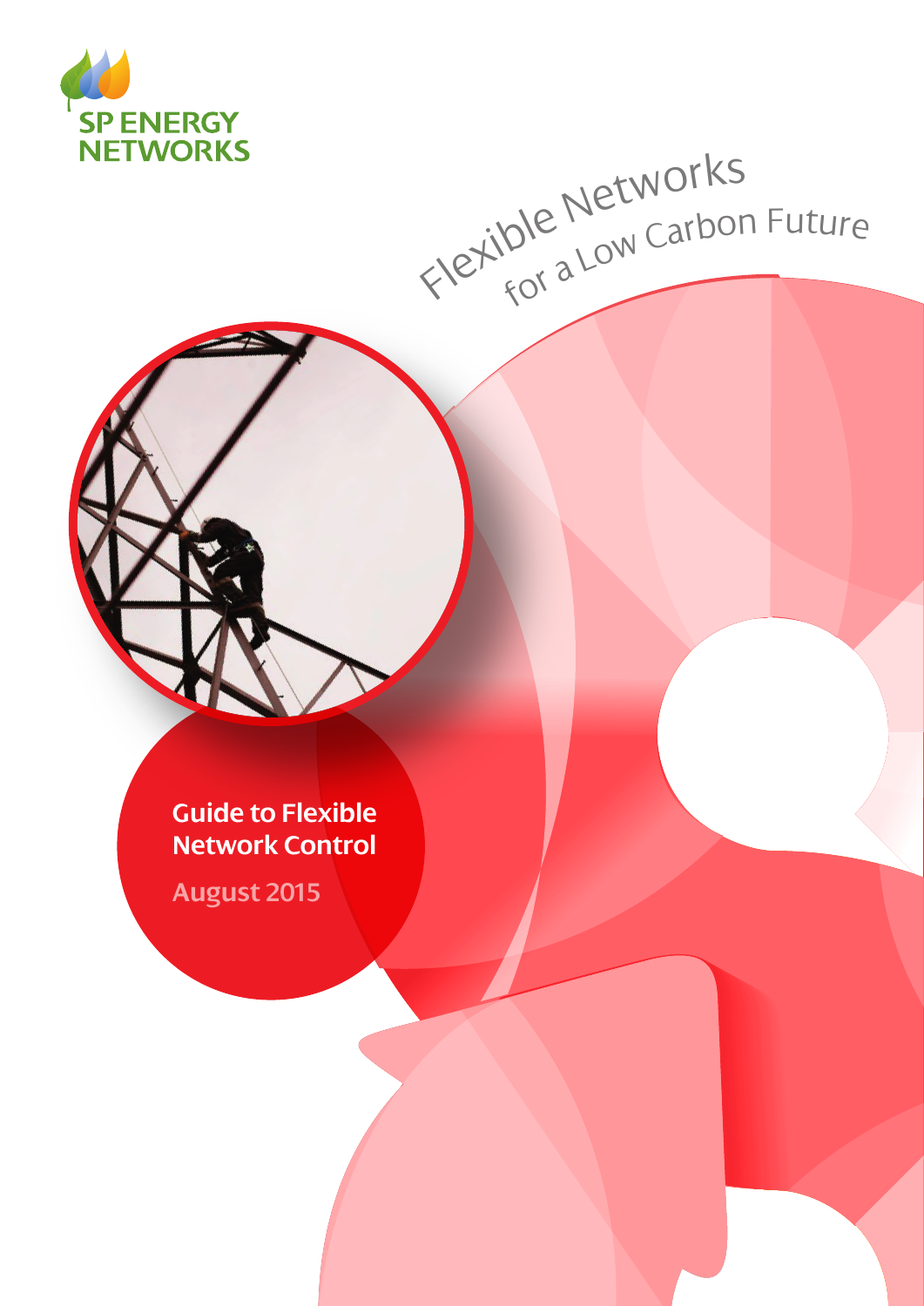SP ENERGY NETWORKS

# Flexible Networks for a Low Carbon Future

## Guide to Flexible Network Control

August 2015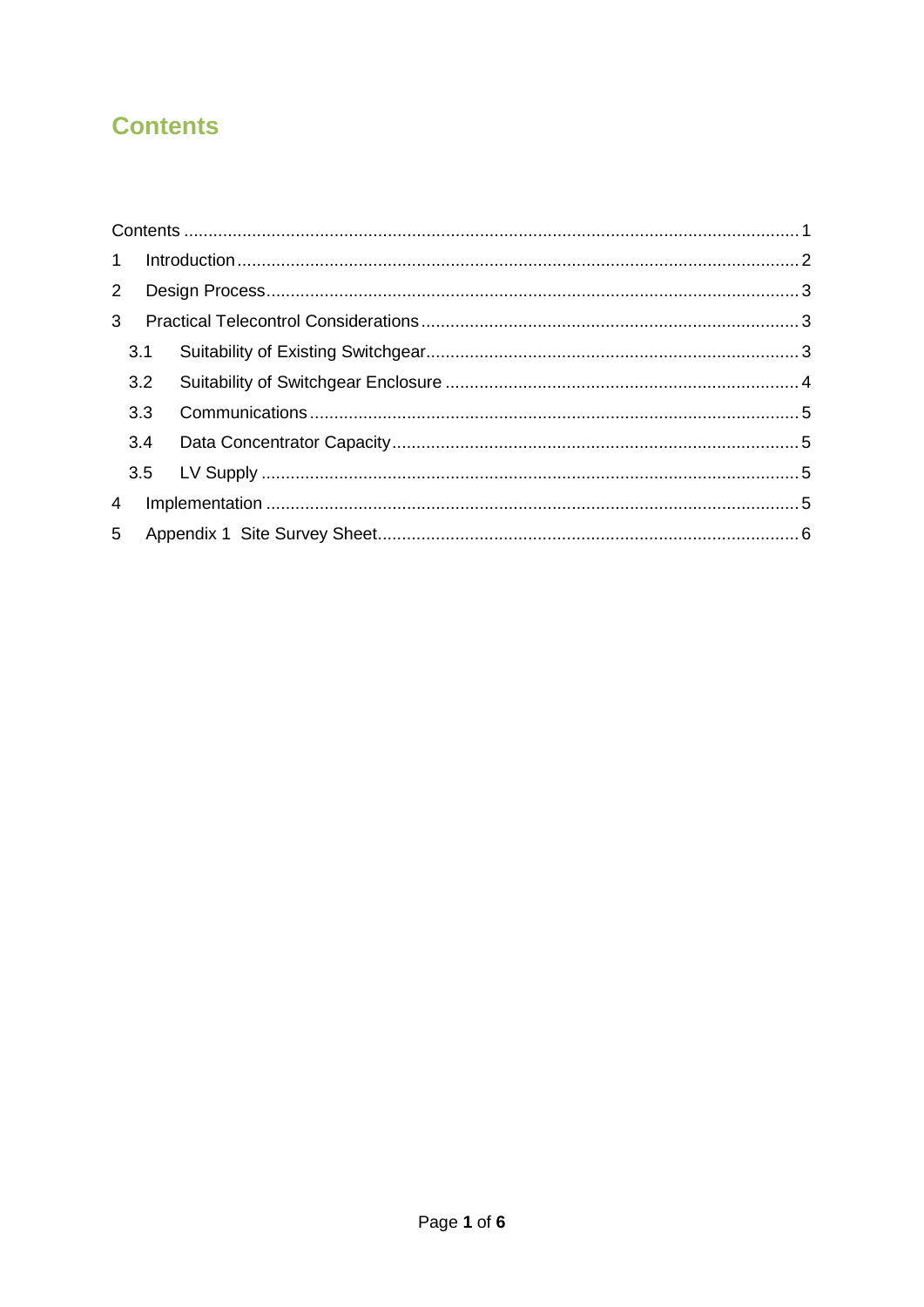# Contents

Contents ..... 1

1 Introduction ..... 2

2 Design Process ..... 3

3 Practical Telecontrol Considerations ..... 3

- 3.1 Suitability of Existing Switchgear ..... 3
- 3.2 Suitability of Switchgear Enclosure ..... 4
- 3.3 Communications ..... 5
- 3.4 Data Concentrator Capacity ..... 5
- 3.5 LV Supply ..... 5

4 Implementation ..... 5

5 Appendix 1 Site Survey Sheet ..... 6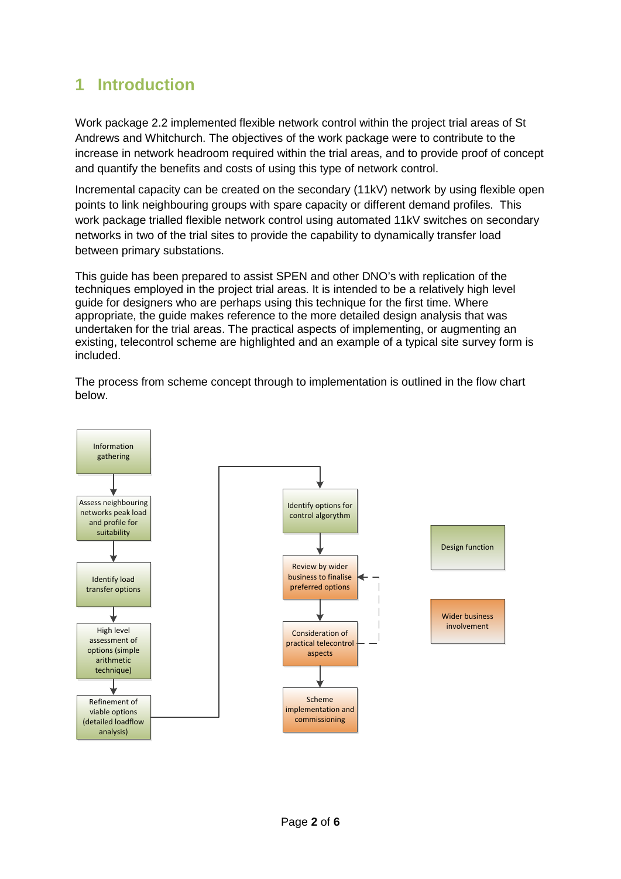# 1 Introduction

Work package 2.2 implemented flexible network control within the project trial areas of St Andrews and Whitchurch. The objectives of the work package were to contribute to the increase in network headroom required within the trial areas, and to provide proof of concept and quantify the benefits and costs of using this type of network control.

Incremental capacity can be created on the secondary (11kV) network by using flexible open points to link neighbouring groups with spare capacity or different demand profiles. This work package trialled flexible network control using automated 11kV switches on secondary networks in two of the trial sites to provide the capability to dynamically transfer load between primary substations.

This guide has been prepared to assist SPEN and other DNO's with replication of the techniques employed in the project trial areas. It is intended to be a relatively high level guide for designers who are perhaps using this technique for the first time. Where appropriate, the guide makes reference to the more detailed design analysis that was undertaken for the trial areas. The practical aspects of implementing, or augmenting an existing, telecontrol scheme are highlighted and an example of a typical site survey form is included.

The process from scheme concept through to implementation is outlined in the flow chart below.

Information gathering → Assess neighbouring networks peak load and profile for suitability → Identify load transfer options → High level assessment of options (simple arithmetic technique) → Refinement of viable options (detailed loadflow analysis) → Identify options for control algorythm → Review by wider business to finalise preferred options → Consideration of practical telecontrol aspects → Scheme implementation and commissioning

(Consideration of practical telecontrol aspects feeds back to Review by wider business to finalise preferred options.)

Key: Design function; Wider business involvement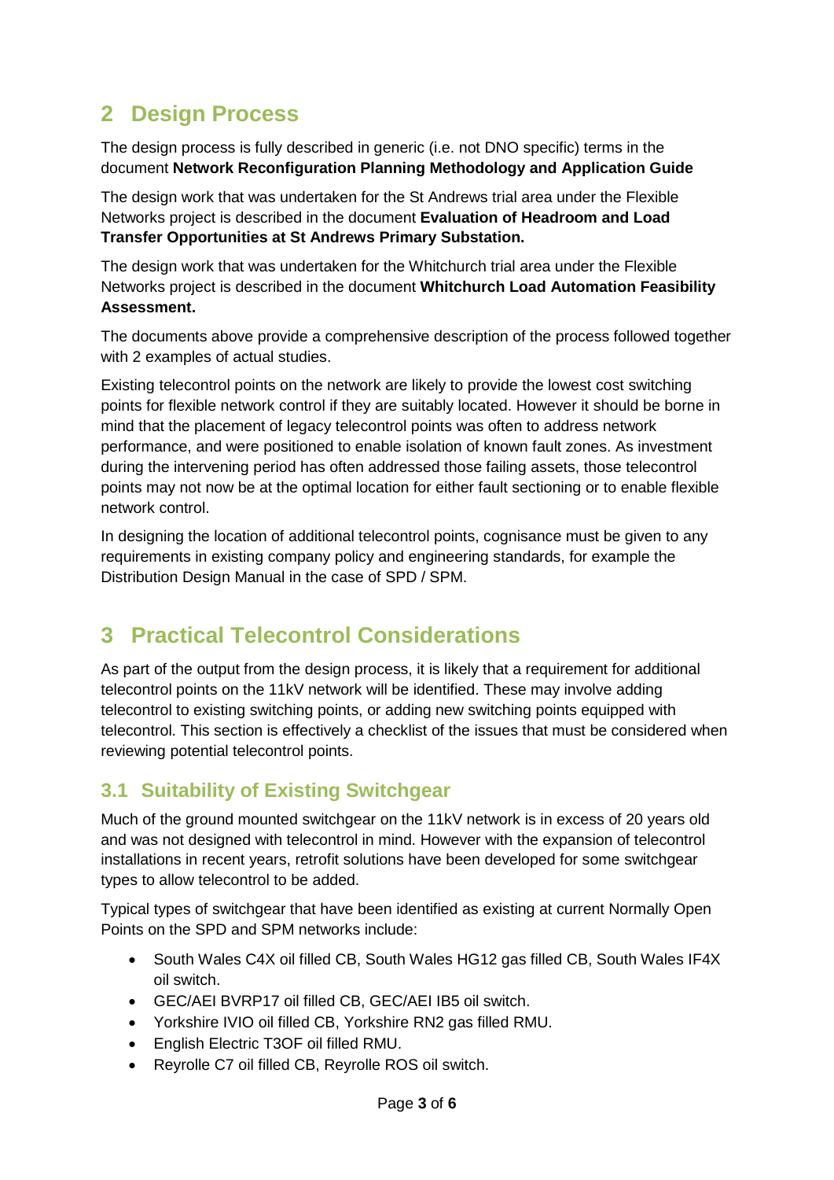## 2 Design Process

The design process is fully described in generic (i.e. not DNO specific) terms in the document **Network Reconfiguration Planning Methodology and Application Guide**

The design work that was undertaken for the St Andrews trial area under the Flexible Networks project is described in the document **Evaluation of Headroom and Load Transfer Opportunities at St Andrews Primary Substation.**

The design work that was undertaken for the Whitchurch trial area under the Flexible Networks project is described in the document **Whitchurch Load Automation Feasibility Assessment.**

The documents above provide a comprehensive description of the process followed together with 2 examples of actual studies.

Existing telecontrol points on the network are likely to provide the lowest cost switching points for flexible network control if they are suitably located. However it should be borne in mind that the placement of legacy telecontrol points was often to address network performance, and were positioned to enable isolation of known fault zones. As investment during the intervening period has often addressed those failing assets, those telecontrol points may not now be at the optimal location for either fault sectioning or to enable flexible network control.

In designing the location of additional telecontrol points, cognisance must be given to any requirements in existing company policy and engineering standards, for example the Distribution Design Manual in the case of SPD / SPM.

## 3 Practical Telecontrol Considerations

As part of the output from the design process, it is likely that a requirement for additional telecontrol points on the 11kV network will be identified. These may involve adding telecontrol to existing switching points, or adding new switching points equipped with telecontrol. This section is effectively a checklist of the issues that must be considered when reviewing potential telecontrol points.

### 3.1 Suitability of Existing Switchgear

Much of the ground mounted switchgear on the 11kV network is in excess of 20 years old and was not designed with telecontrol in mind. However with the expansion of telecontrol installations in recent years, retrofit solutions have been developed for some switchgear types to allow telecontrol to be added.

Typical types of switchgear that have been identified as existing at current Normally Open Points on the SPD and SPM networks include:

- South Wales C4X oil filled CB, South Wales HG12 gas filled CB, South Wales IF4X oil switch.
- GEC/AEI BVRP17 oil filled CB, GEC/AEI IB5 oil switch.
- Yorkshire IVIO oil filled CB, Yorkshire RN2 gas filled RMU.
- English Electric T3OF oil filled RMU.
- Reyrolle C7 oil filled CB, Reyrolle ROS oil switch.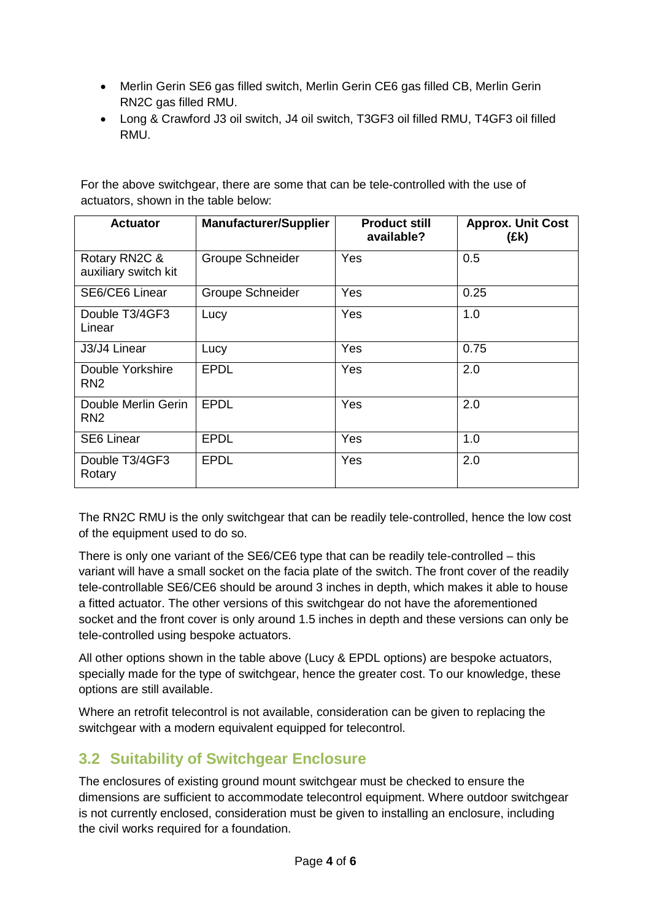- Merlin Gerin SE6 gas filled switch, Merlin Gerin CE6 gas filled CB, Merlin Gerin RN2C gas filled RMU.
- Long & Crawford J3 oil switch, J4 oil switch, T3GF3 oil filled RMU, T4GF3 oil filled RMU.

For the above switchgear, there are some that can be tele-controlled with the use of actuators, shown in the table below:

| Actuator | Manufacturer/Supplier | Product still available? | Approx. Unit Cost (£k) |
|---|---|---|---|
| Rotary RN2C & auxiliary switch kit | Groupe Schneider | Yes | 0.5 |
| SE6/CE6 Linear | Groupe Schneider | Yes | 0.25 |
| Double T3/4GF3 Linear | Lucy | Yes | 1.0 |
| J3/J4 Linear | Lucy | Yes | 0.75 |
| Double Yorkshire RN2 | EPDL | Yes | 2.0 |
| Double Merlin Gerin RN2 | EPDL | Yes | 2.0 |
| SE6 Linear | EPDL | Yes | 1.0 |
| Double T3/4GF3 Rotary | EPDL | Yes | 2.0 |

The RN2C RMU is the only switchgear that can be readily tele-controlled, hence the low cost of the equipment used to do so.

There is only one variant of the SE6/CE6 type that can be readily tele-controlled – this variant will have a small socket on the facia plate of the switch. The front cover of the readily tele-controllable SE6/CE6 should be around 3 inches in depth, which makes it able to house a fitted actuator. The other versions of this switchgear do not have the aforementioned socket and the front cover is only around 1.5 inches in depth and these versions can only be tele-controlled using bespoke actuators.

All other options shown in the table above (Lucy & EPDL options) are bespoke actuators, specially made for the type of switchgear, hence the greater cost. To our knowledge, these options are still available.

Where an retrofit telecontrol is not available, consideration can be given to replacing the switchgear with a modern equivalent equipped for telecontrol.

## 3.2 Suitability of Switchgear Enclosure

The enclosures of existing ground mount switchgear must be checked to ensure the dimensions are sufficient to accommodate telecontrol equipment. Where outdoor switchgear is not currently enclosed, consideration must be given to installing an enclosure, including the civil works required for a foundation.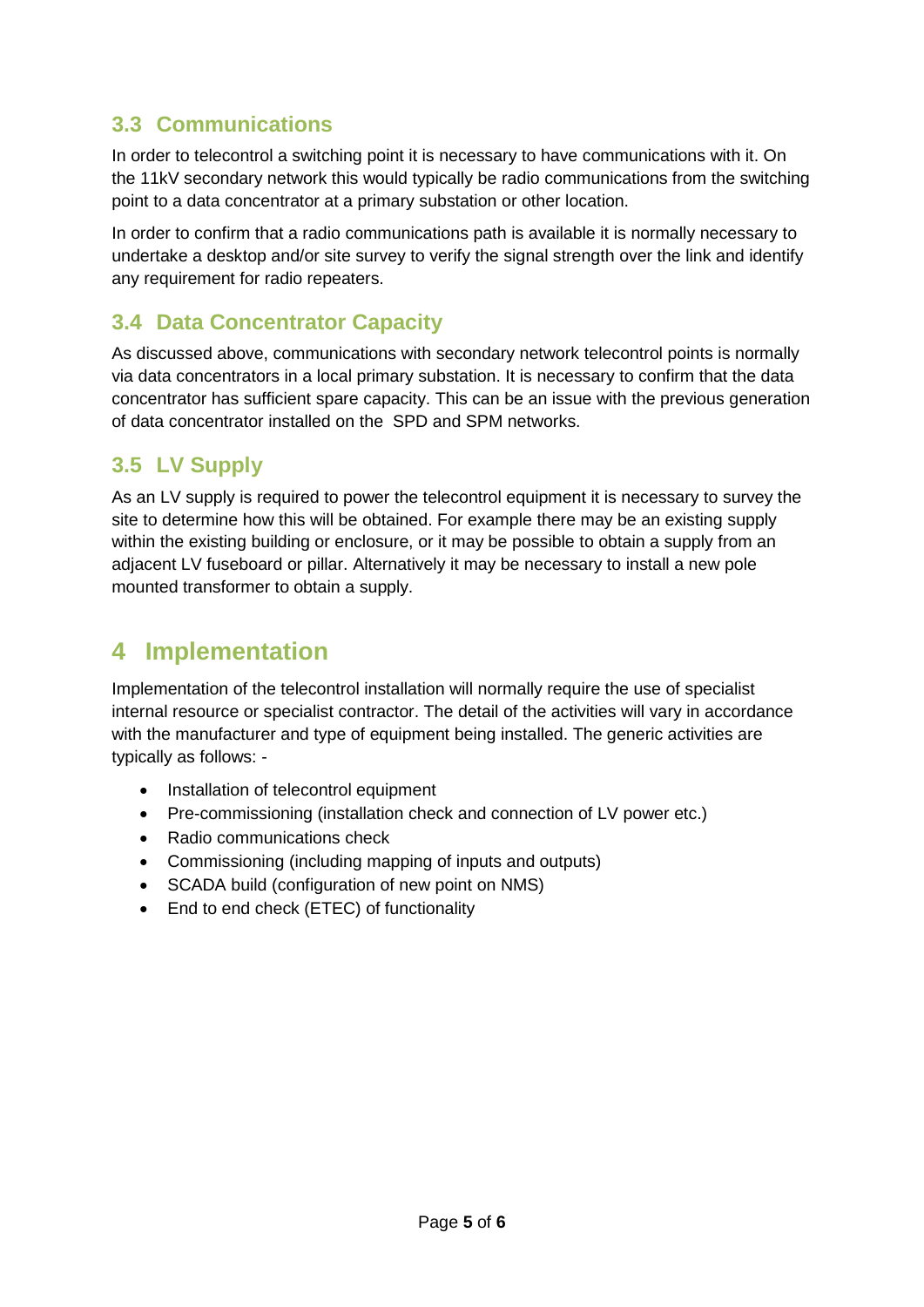### 3.3 Communications

In order to telecontrol a switching point it is necessary to have communications with it. On the 11kV secondary network this would typically be radio communications from the switching point to a data concentrator at a primary substation or other location.

In order to confirm that a radio communications path is available it is normally necessary to undertake a desktop and/or site survey to verify the signal strength over the link and identify any requirement for radio repeaters.

### 3.4 Data Concentrator Capacity

As discussed above, communications with secondary network telecontrol points is normally via data concentrators in a local primary substation. It is necessary to confirm that the data concentrator has sufficient spare capacity. This can be an issue with the previous generation of data concentrator installed on the  SPD and SPM networks.

### 3.5 LV Supply

As an LV supply is required to power the telecontrol equipment it is necessary to survey the site to determine how this will be obtained. For example there may be an existing supply within the existing building or enclosure, or it may be possible to obtain a supply from an adjacent LV fuseboard or pillar. Alternatively it may be necessary to install a new pole mounted transformer to obtain a supply.

## 4 Implementation

Implementation of the telecontrol installation will normally require the use of specialist internal resource or specialist contractor. The detail of the activities will vary in accordance with the manufacturer and type of equipment being installed. The generic activities are typically as follows: -

- Installation of telecontrol equipment
- Pre-commissioning (installation check and connection of LV power etc.)
- Radio communications check
- Commissioning (including mapping of inputs and outputs)
- SCADA build (configuration of new point on NMS)
- End to end check (ETEC) of functionality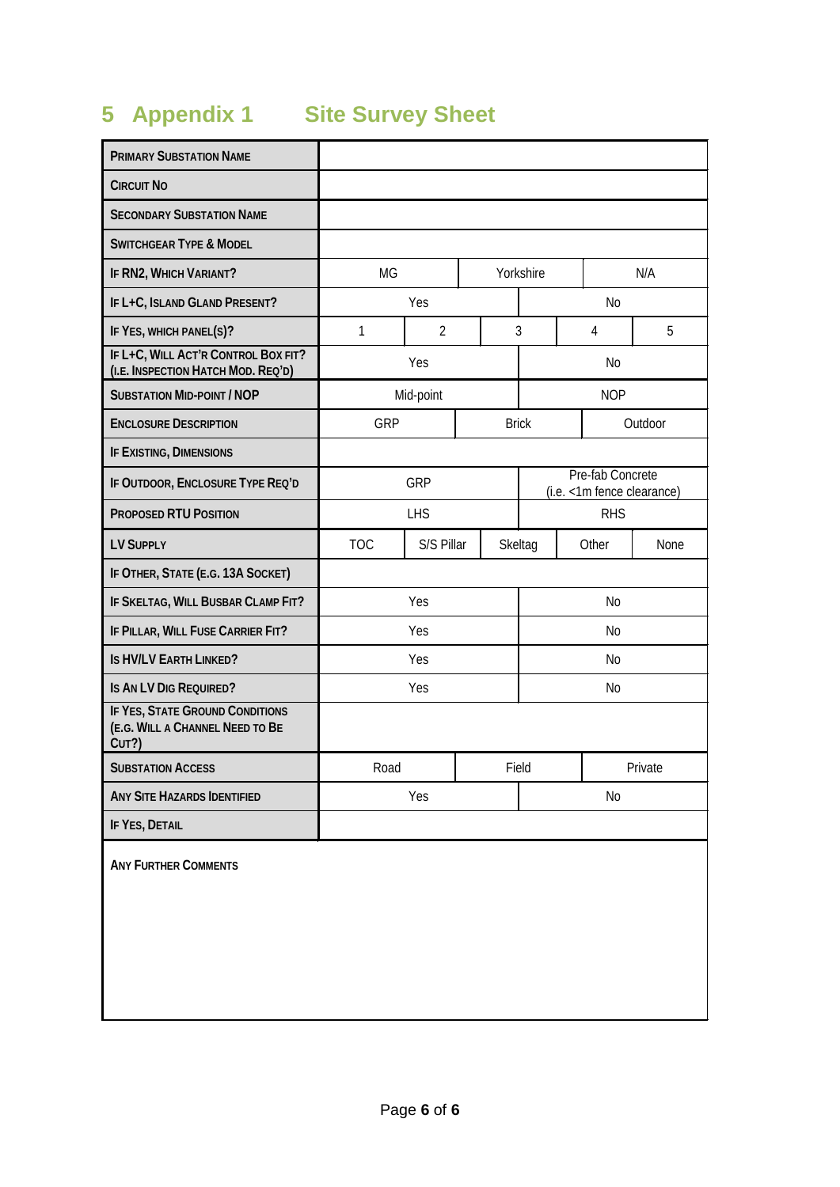# 5 Appendix 1 Site Survey Sheet

| | | | | | |
|---|---|---|---|---|---|
| **PRIMARY SUBSTATION NAME** | | | | | |
| **CIRCUIT NO** | | | | | |
| **SECONDARY SUBSTATION NAME** | | | | | |
| **SWITCHGEAR TYPE & MODEL** | | | | | |
| **IF RN2, WHICH VARIANT?** | MG | | Yorkshire | | N/A |
| **IF L+C, ISLAND GLAND PRESENT?** | Yes | | | No | |
| **IF YES, WHICH PANEL(S)?** | 1 | 2 | 3 | 4 | 5 |
| **IF L+C, WILL ACT'R CONTROL BOX FIT? (I.E. INSPECTION HATCH MOD. REQ'D)** | Yes | | | No | |
| **SUBSTATION MID-POINT / NOP** | Mid-point | | | NOP | |
| **ENCLOSURE DESCRIPTION** | GRP | | Brick | | Outdoor |
| **IF EXISTING, DIMENSIONS** | | | | | |
| **IF OUTDOOR, ENCLOSURE TYPE REQ'D** | GRP | | | Pre-fab Concrete (i.e. <1m fence clearance) | |
| **PROPOSED RTU POSITION** | LHS | | | RHS | |
| **LV SUPPLY** | TOC | S/S Pillar | Skeltag | Other | None |
| **IF OTHER, STATE (E.G. 13A SOCKET)** | | | | | |
| **IF SKELTAG, WILL BUSBAR CLAMP FIT?** | Yes | | | No | |
| **IF PILLAR, WILL FUSE CARRIER FIT?** | Yes | | | No | |
| **IS HV/LV EARTH LINKED?** | Yes | | | No | |
| **IS AN LV DIG REQUIRED?** | Yes | | | No | |
| **IF YES, STATE GROUND CONDITIONS (E.G. WILL A CHANNEL NEED TO BE CUT?)** | | | | | |
| **SUBSTATION ACCESS** | Road | | Field | | Private |
| **ANY SITE HAZARDS IDENTIFIED** | Yes | | | No | |
| **IF YES, DETAIL** | | | | | |

**ANY FURTHER COMMENTS**